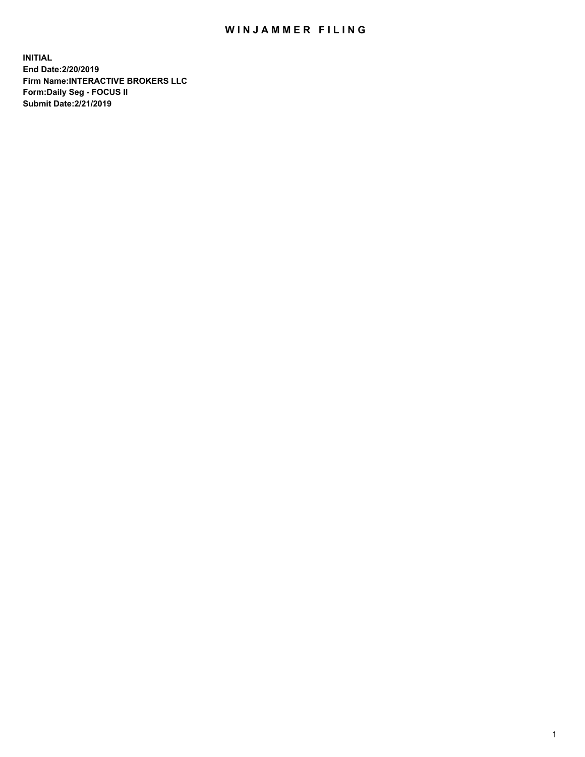# WINJAMMER FILING

**INITIAL**
**End Date:2/20/2019**
**Firm Name:INTERACTIVE BROKERS LLC**
**Form:Daily Seg - FOCUS II**
**Submit Date:2/21/2019**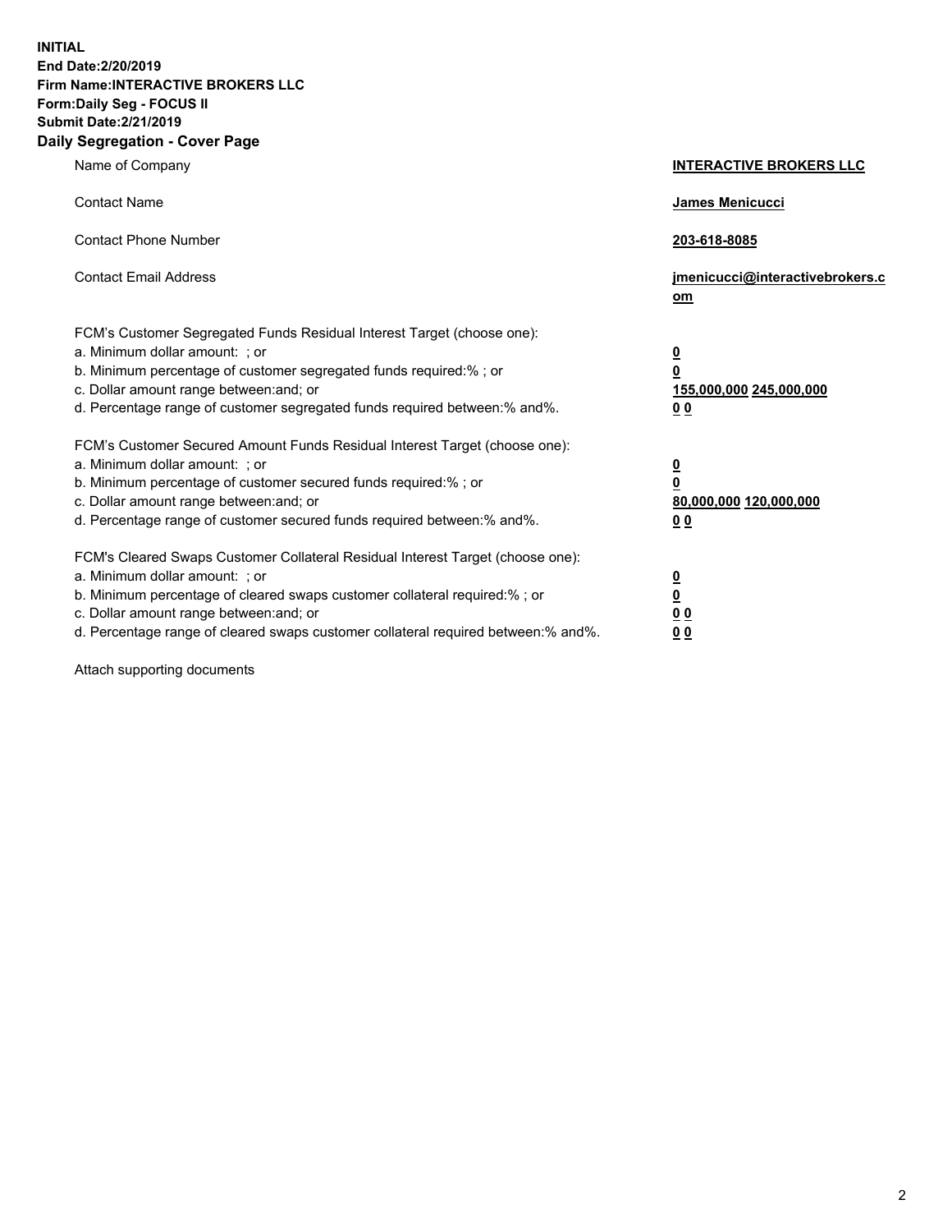**INITIAL**
**End Date:2/20/2019**
**Firm Name:INTERACTIVE BROKERS LLC**
**Form:Daily Seg - FOCUS II**
**Submit Date:2/21/2019**

## Daily Segregation - Cover Page

| | |
|---|---|
| Name of Company | **INTERACTIVE BROKERS LLC** |
| Contact Name | **James Menicucci** |
| Contact Phone Number | **203-618-8085** |
| Contact Email Address | **jmenicucci@interactivebrokers.com** |

FCM's Customer Segregated Funds Residual Interest Target (choose one):

| | |
|---|---|
| a. Minimum dollar amount: ; or | **0** |
| b. Minimum percentage of customer segregated funds required:% ; or | **0** |
| c. Dollar amount range between:and; or | **155,000,000** **245,000,000** |
| d. Percentage range of customer segregated funds required between:% and%. | **0** **0** |

FCM's Customer Secured Amount Funds Residual Interest Target (choose one):

| | |
|---|---|
| a. Minimum dollar amount: ; or | **0** |
| b. Minimum percentage of customer secured funds required:% ; or | **0** |
| c. Dollar amount range between:and; or | **80,000,000** **120,000,000** |
| d. Percentage range of customer secured funds required between:% and%. | **0** **0** |

FCM's Cleared Swaps Customer Collateral Residual Interest Target (choose one):

| | |
|---|---|
| a. Minimum dollar amount: ; or | **0** |
| b. Minimum percentage of cleared swaps customer collateral required:% ; or | **0** |
| c. Dollar amount range between:and; or | **0** **0** |
| d. Percentage range of cleared swaps customer collateral required between:% and%. | **0** **0** |

Attach supporting documents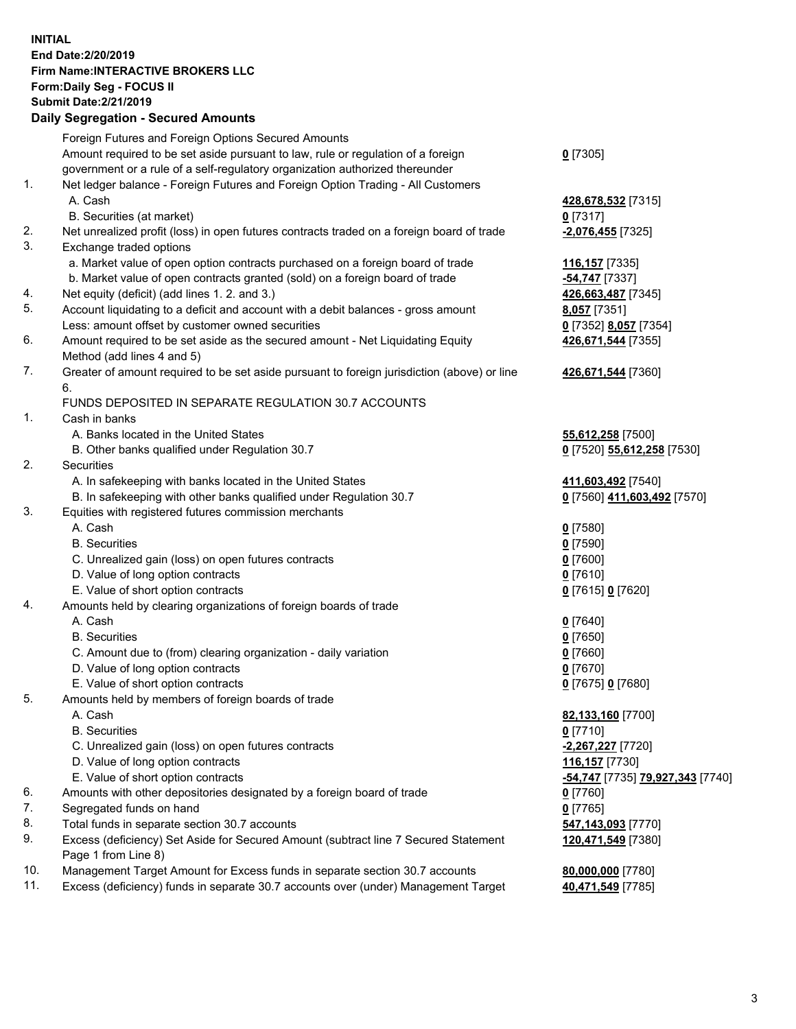**INITIAL**
**End Date:2/20/2019**
**Firm Name:INTERACTIVE BROKERS LLC**
**Form:Daily Seg - FOCUS II**
**Submit Date:2/21/2019**

## Daily Segregation - Secured Amounts

| | | |
|---|---|---|
| | Foreign Futures and Foreign Options Secured Amounts | |
| | Amount required to be set aside pursuant to law, rule or regulation of a foreign government or a rule of a self-regulatory organization authorized thereunder | **0** [7305] |
| 1. | Net ledger balance - Foreign Futures and Foreign Option Trading - All Customers | |
| | A. Cash | **428,678,532** [7315] |
| | B. Securities (at market) | **0** [7317] |
| 2. | Net unrealized profit (loss) in open futures contracts traded on a foreign board of trade | **-2,076,455** [7325] |
| 3. | Exchange traded options | |
| | a. Market value of open option contracts purchased on a foreign board of trade | **116,157** [7335] |
| | b. Market value of open contracts granted (sold) on a foreign board of trade | **-54,747** [7337] |
| 4. | Net equity (deficit) (add lines 1. 2. and 3.) | **426,663,487** [7345] |
| 5. | Account liquidating to a deficit and account with a debit balances - gross amount | **8,057** [7351] |
| | Less: amount offset by customer owned securities | **0** [7352] **8,057** [7354] |
| 6. | Amount required to be set aside as the secured amount - Net Liquidating Equity Method (add lines 4 and 5) | **426,671,544** [7355] |
| 7. | Greater of amount required to be set aside pursuant to foreign jurisdiction (above) or line 6. | **426,671,544** [7360] |
| | FUNDS DEPOSITED IN SEPARATE REGULATION 30.7 ACCOUNTS | |
| 1. | Cash in banks | |
| | A. Banks located in the United States | **55,612,258** [7500] |
| | B. Other banks qualified under Regulation 30.7 | **0** [7520] **55,612,258** [7530] |
| 2. | Securities | |
| | A. In safekeeping with banks located in the United States | **411,603,492** [7540] |
| | B. In safekeeping with other banks qualified under Regulation 30.7 | **0** [7560] **411,603,492** [7570] |
| 3. | Equities with registered futures commission merchants | |
| | A. Cash | **0** [7580] |
| | B. Securities | **0** [7590] |
| | C. Unrealized gain (loss) on open futures contracts | **0** [7600] |
| | D. Value of long option contracts | **0** [7610] |
| | E. Value of short option contracts | **0** [7615] **0** [7620] |
| 4. | Amounts held by clearing organizations of foreign boards of trade | |
| | A. Cash | **0** [7640] |
| | B. Securities | **0** [7650] |
| | C. Amount due to (from) clearing organization - daily variation | **0** [7660] |
| | D. Value of long option contracts | **0** [7670] |
| | E. Value of short option contracts | **0** [7675] **0** [7680] |
| 5. | Amounts held by members of foreign boards of trade | |
| | A. Cash | **82,133,160** [7700] |
| | B. Securities | **0** [7710] |
| | C. Unrealized gain (loss) on open futures contracts | **-2,267,227** [7720] |
| | D. Value of long option contracts | **116,157** [7730] |
| | E. Value of short option contracts | **-54,747** [7735] **79,927,343** [7740] |
| 6. | Amounts with other depositories designated by a foreign board of trade | **0** [7760] |
| 7. | Segregated funds on hand | **0** [7765] |
| 8. | Total funds in separate section 30.7 accounts | **547,143,093** [7770] |
| 9. | Excess (deficiency) Set Aside for Secured Amount (subtract line 7 Secured Statement Page 1 from Line 8) | **120,471,549** [7380] |
| 10. | Management Target Amount for Excess funds in separate section 30.7 accounts | **80,000,000** [7780] |
| 11. | Excess (deficiency) funds in separate 30.7 accounts over (under) Management Target | **40,471,549** [7785] |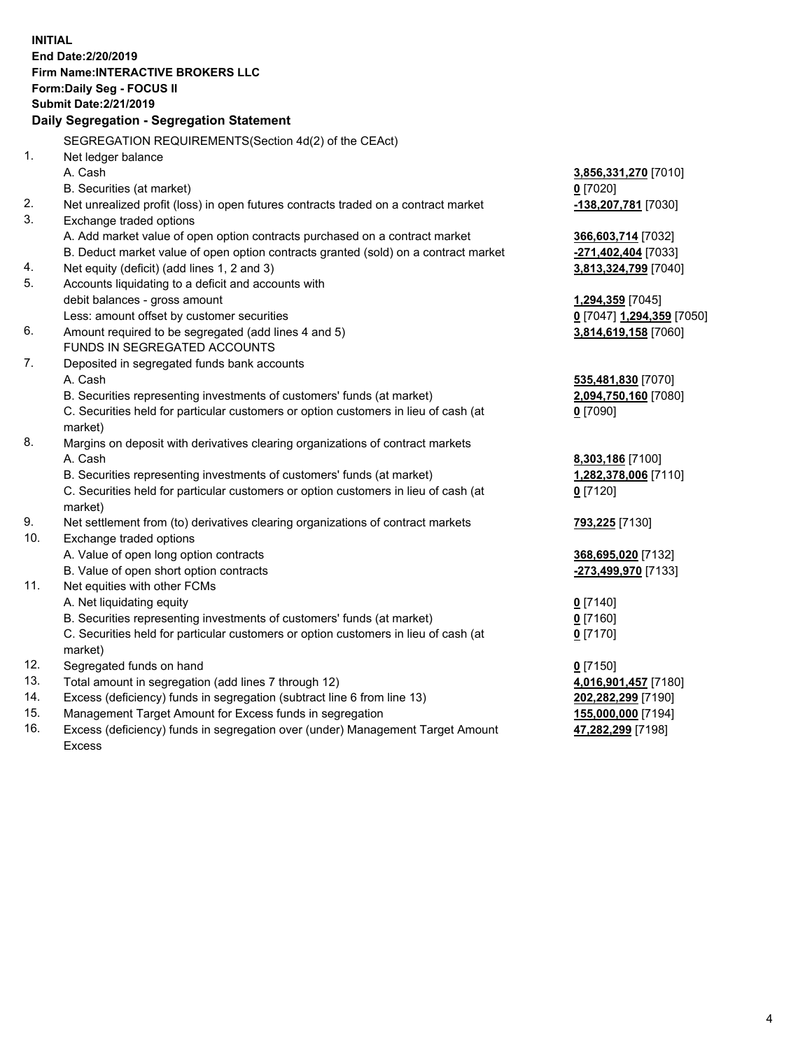**INITIAL**
**End Date:2/20/2019**
**Firm Name:INTERACTIVE BROKERS LLC**
**Form:Daily Seg - FOCUS II**
**Submit Date:2/21/2019**

## Daily Segregation - Segregation Statement

| | | |
|---|---|---|
| | SEGREGATION REQUIREMENTS(Section 4d(2) of the CEAct) | |
| 1. | Net ledger balance | |
| | A. Cash | **3,856,331,270** [7010] |
| | B. Securities (at market) | **0** [7020] |
| 2. | Net unrealized profit (loss) in open futures contracts traded on a contract market | **-138,207,781** [7030] |
| 3. | Exchange traded options | |
| | A. Add market value of open option contracts purchased on a contract market | **366,603,714** [7032] |
| | B. Deduct market value of open option contracts granted (sold) on a contract market | **-271,402,404** [7033] |
| 4. | Net equity (deficit) (add lines 1, 2 and 3) | **3,813,324,799** [7040] |
| 5. | Accounts liquidating to a deficit and accounts with | |
| | debit balances - gross amount | **1,294,359** [7045] |
| | Less: amount offset by customer securities | **0** [7047] **1,294,359** [7050] |
| 6. | Amount required to be segregated (add lines 4 and 5) | **3,814,619,158** [7060] |
| | FUNDS IN SEGREGATED ACCOUNTS | |
| 7. | Deposited in segregated funds bank accounts | |
| | A. Cash | **535,481,830** [7070] |
| | B. Securities representing investments of customers' funds (at market) | **2,094,750,160** [7080] |
| | C. Securities held for particular customers or option customers in lieu of cash (at market) | **0** [7090] |
| 8. | Margins on deposit with derivatives clearing organizations of contract markets | |
| | A. Cash | **8,303,186** [7100] |
| | B. Securities representing investments of customers' funds (at market) | **1,282,378,006** [7110] |
| | C. Securities held for particular customers or option customers in lieu of cash (at market) | **0** [7120] |
| 9. | Net settlement from (to) derivatives clearing organizations of contract markets | **793,225** [7130] |
| 10. | Exchange traded options | |
| | A. Value of open long option contracts | **368,695,020** [7132] |
| | B. Value of open short option contracts | **-273,499,970** [7133] |
| 11. | Net equities with other FCMs | |
| | A. Net liquidating equity | **0** [7140] |
| | B. Securities representing investments of customers' funds (at market) | **0** [7160] |
| | C. Securities held for particular customers or option customers in lieu of cash (at market) | **0** [7170] |
| 12. | Segregated funds on hand | **0** [7150] |
| 13. | Total amount in segregation (add lines 7 through 12) | **4,016,901,457** [7180] |
| 14. | Excess (deficiency) funds in segregation (subtract line 6 from line 13) | **202,282,299** [7190] |
| 15. | Management Target Amount for Excess funds in segregation | **155,000,000** [7194] |
| 16. | Excess (deficiency) funds in segregation over (under) Management Target Amount Excess | **47,282,299** [7198] |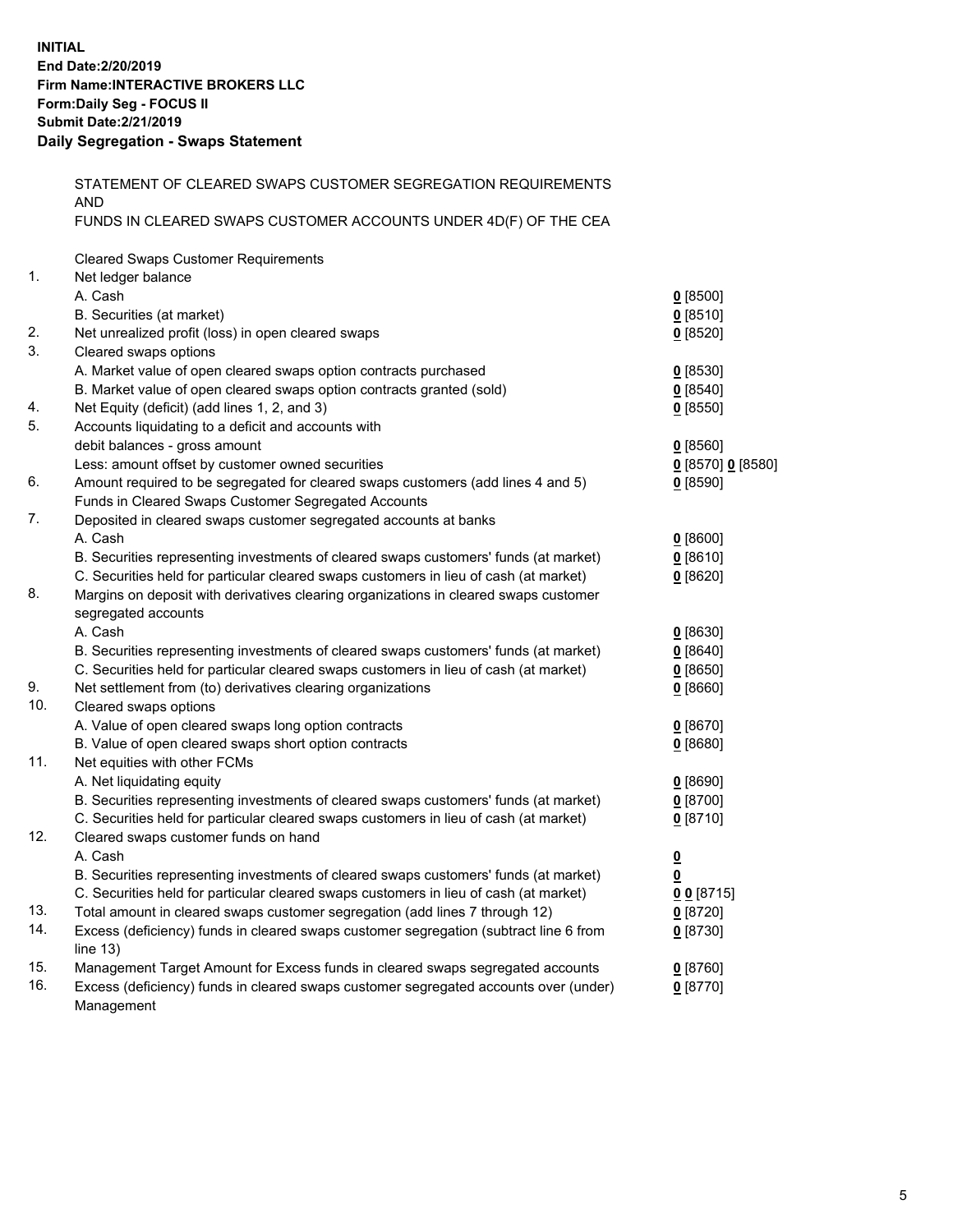**INITIAL**
**End Date:2/20/2019**
**Firm Name:INTERACTIVE BROKERS LLC**
**Form:Daily Seg - FOCUS II**
**Submit Date:2/21/2019**
**Daily Segregation - Swaps Statement**

STATEMENT OF CLEARED SWAPS CUSTOMER SEGREGATION REQUIREMENTS AND FUNDS IN CLEARED SWAPS CUSTOMER ACCOUNTS UNDER 4D(F) OF THE CEA

| | | |
|---|---|---|
| | Cleared Swaps Customer Requirements | |
| 1. | Net ledger balance | |
| | A. Cash | 0 [8500] |
| | B. Securities (at market) | 0 [8510] |
| 2. | Net unrealized profit (loss) in open cleared swaps | 0 [8520] |
| 3. | Cleared swaps options | |
| | A. Market value of open cleared swaps option contracts purchased | 0 [8530] |
| | B. Market value of open cleared swaps option contracts granted (sold) | 0 [8540] |
| 4. | Net Equity (deficit) (add lines 1, 2, and 3) | 0 [8550] |
| 5. | Accounts liquidating to a deficit and accounts with debit balances - gross amount | 0 [8560] |
| | Less: amount offset by customer owned securities | 0 [8570] 0 [8580] |
| 6. | Amount required to be segregated for cleared swaps customers (add lines 4 and 5) | 0 [8590] |
| | Funds in Cleared Swaps Customer Segregated Accounts | |
| 7. | Deposited in cleared swaps customer segregated accounts at banks | |
| | A. Cash | 0 [8600] |
| | B. Securities representing investments of cleared swaps customers' funds (at market) | 0 [8610] |
| | C. Securities held for particular cleared swaps customers in lieu of cash (at market) | 0 [8620] |
| 8. | Margins on deposit with derivatives clearing organizations in cleared swaps customer segregated accounts | |
| | A. Cash | 0 [8630] |
| | B. Securities representing investments of cleared swaps customers' funds (at market) | 0 [8640] |
| | C. Securities held for particular cleared swaps customers in lieu of cash (at market) | 0 [8650] |
| 9. | Net settlement from (to) derivatives clearing organizations | 0 [8660] |
| 10. | Cleared swaps options | |
| | A. Value of open cleared swaps long option contracts | 0 [8670] |
| | B. Value of open cleared swaps short option contracts | 0 [8680] |
| 11. | Net equities with other FCMs | |
| | A. Net liquidating equity | 0 [8690] |
| | B. Securities representing investments of cleared swaps customers' funds (at market) | 0 [8700] |
| | C. Securities held for particular cleared swaps customers in lieu of cash (at market) | 0 [8710] |
| 12. | Cleared swaps customer funds on hand | |
| | A. Cash | 0 |
| | B. Securities representing investments of cleared swaps customers' funds (at market) | 0 |
| | C. Securities held for particular cleared swaps customers in lieu of cash (at market) | 0 0 [8715] |
| 13. | Total amount in cleared swaps customer segregation (add lines 7 through 12) | 0 [8720] |
| 14. | Excess (deficiency) funds in cleared swaps customer segregation (subtract line 6 from line 13) | 0 [8730] |
| 15. | Management Target Amount for Excess funds in cleared swaps segregated accounts | 0 [8760] |
| 16. | Excess (deficiency) funds in cleared swaps customer segregated accounts over (under) Management | 0 [8770] |